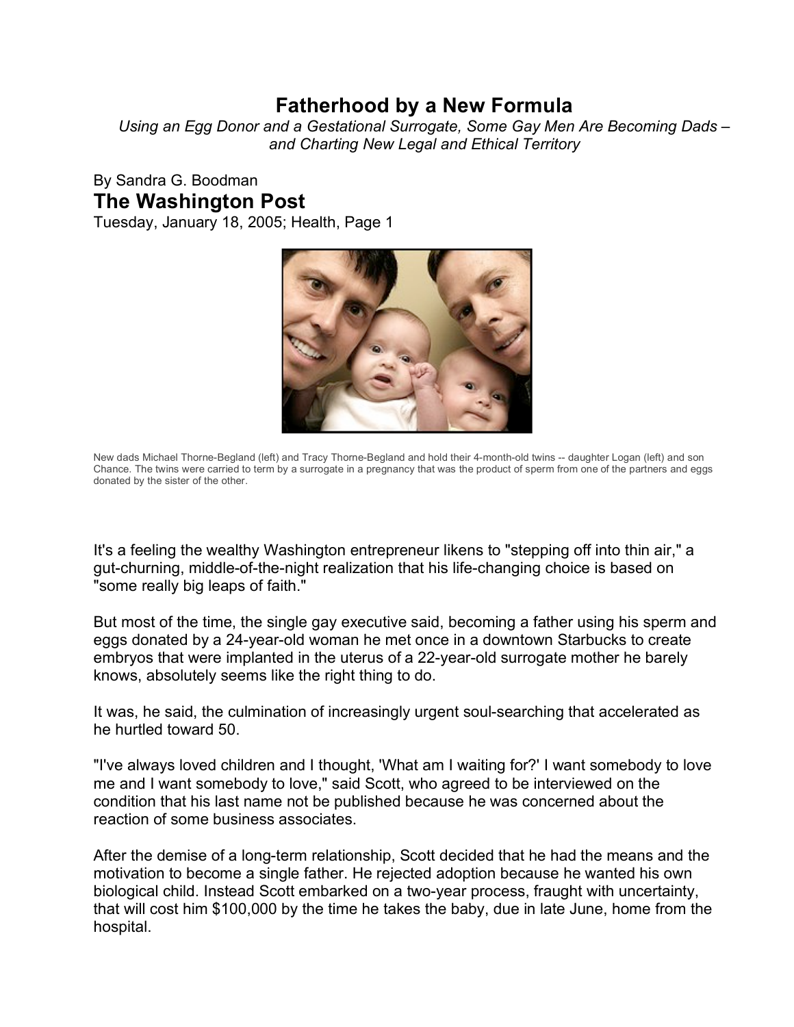# Fatherhood by a New Formula

*Using an Egg Donor and a Gestational Surrogate, Some Gay Men Are Becoming Dads – and Charting New Legal and Ethical Territory*

By Sandra G. Boodman

## The Washington Post

Tuesday, January 18, 2005; Health, Page 1

New dads Michael Thorne-Begland (left) and Tracy Thorne-Begland and hold their 4-month-old twins -- daughter Logan (left) and son Chance. The twins were carried to term by a surrogate in a pregnancy that was the product of sperm from one of the partners and eggs donated by the sister of the other.

It's a feeling the wealthy Washington entrepreneur likens to "stepping off into thin air," a gut-churning, middle-of-the-night realization that his life-changing choice is based on "some really big leaps of faith."

But most of the time, the single gay executive said, becoming a father using his sperm and eggs donated by a 24-year-old woman he met once in a downtown Starbucks to create embryos that were implanted in the uterus of a 22-year-old surrogate mother he barely knows, absolutely seems like the right thing to do.

It was, he said, the culmination of increasingly urgent soul-searching that accelerated as he hurtled toward 50.

"I've always loved children and I thought, 'What am I waiting for?' I want somebody to love me and I want somebody to love," said Scott, who agreed to be interviewed on the condition that his last name not be published because he was concerned about the reaction of some business associates.

After the demise of a long-term relationship, Scott decided that he had the means and the motivation to become a single father. He rejected adoption because he wanted his own biological child. Instead Scott embarked on a two-year process, fraught with uncertainty, that will cost him $100,000 by the time he takes the baby, due in late June, home from the hospital.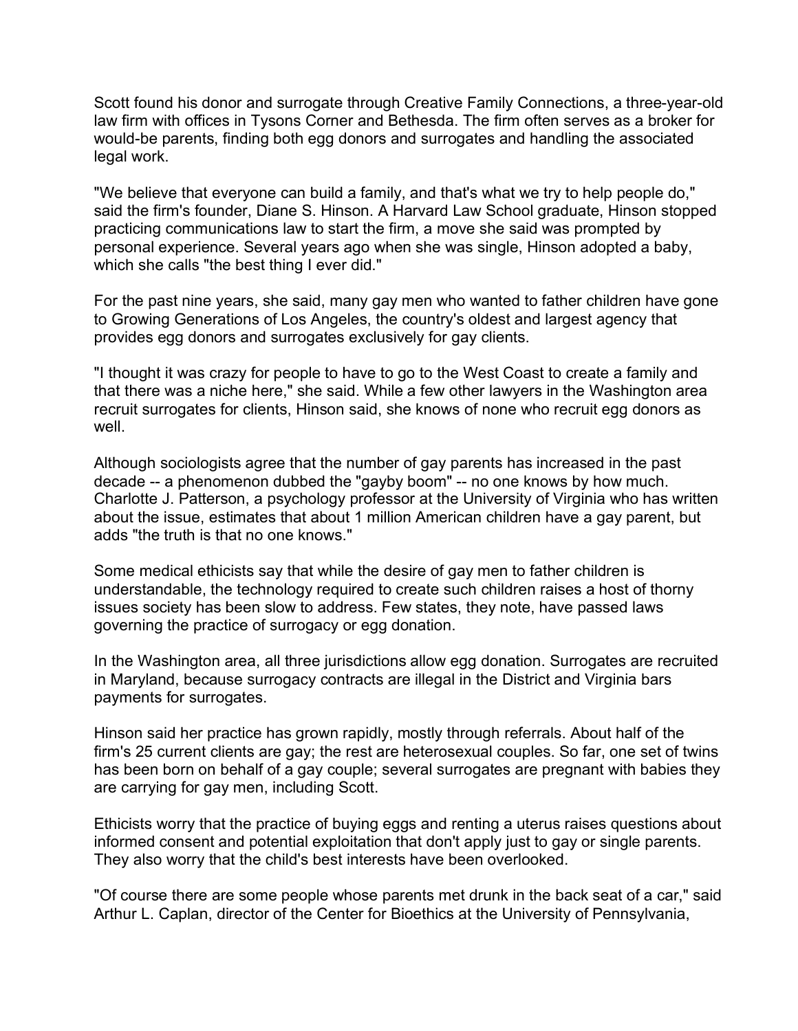Scott found his donor and surrogate through Creative Family Connections, a three-year-old law firm with offices in Tysons Corner and Bethesda. The firm often serves as a broker for would-be parents, finding both egg donors and surrogates and handling the associated legal work.

"We believe that everyone can build a family, and that's what we try to help people do," said the firm's founder, Diane S. Hinson. A Harvard Law School graduate, Hinson stopped practicing communications law to start the firm, a move she said was prompted by personal experience. Several years ago when she was single, Hinson adopted a baby, which she calls "the best thing I ever did."

For the past nine years, she said, many gay men who wanted to father children have gone to Growing Generations of Los Angeles, the country's oldest and largest agency that provides egg donors and surrogates exclusively for gay clients.

"I thought it was crazy for people to have to go to the West Coast to create a family and that there was a niche here," she said. While a few other lawyers in the Washington area recruit surrogates for clients, Hinson said, she knows of none who recruit egg donors as well.

Although sociologists agree that the number of gay parents has increased in the past decade -- a phenomenon dubbed the "gayby boom" -- no one knows by how much. Charlotte J. Patterson, a psychology professor at the University of Virginia who has written about the issue, estimates that about 1 million American children have a gay parent, but adds "the truth is that no one knows."

Some medical ethicists say that while the desire of gay men to father children is understandable, the technology required to create such children raises a host of thorny issues society has been slow to address. Few states, they note, have passed laws governing the practice of surrogacy or egg donation.

In the Washington area, all three jurisdictions allow egg donation. Surrogates are recruited in Maryland, because surrogacy contracts are illegal in the District and Virginia bars payments for surrogates.

Hinson said her practice has grown rapidly, mostly through referrals. About half of the firm's 25 current clients are gay; the rest are heterosexual couples. So far, one set of twins has been born on behalf of a gay couple; several surrogates are pregnant with babies they are carrying for gay men, including Scott.

Ethicists worry that the practice of buying eggs and renting a uterus raises questions about informed consent and potential exploitation that don't apply just to gay or single parents. They also worry that the child's best interests have been overlooked.

"Of course there are some people whose parents met drunk in the back seat of a car," said Arthur L. Caplan, director of the Center for Bioethics at the University of Pennsylvania,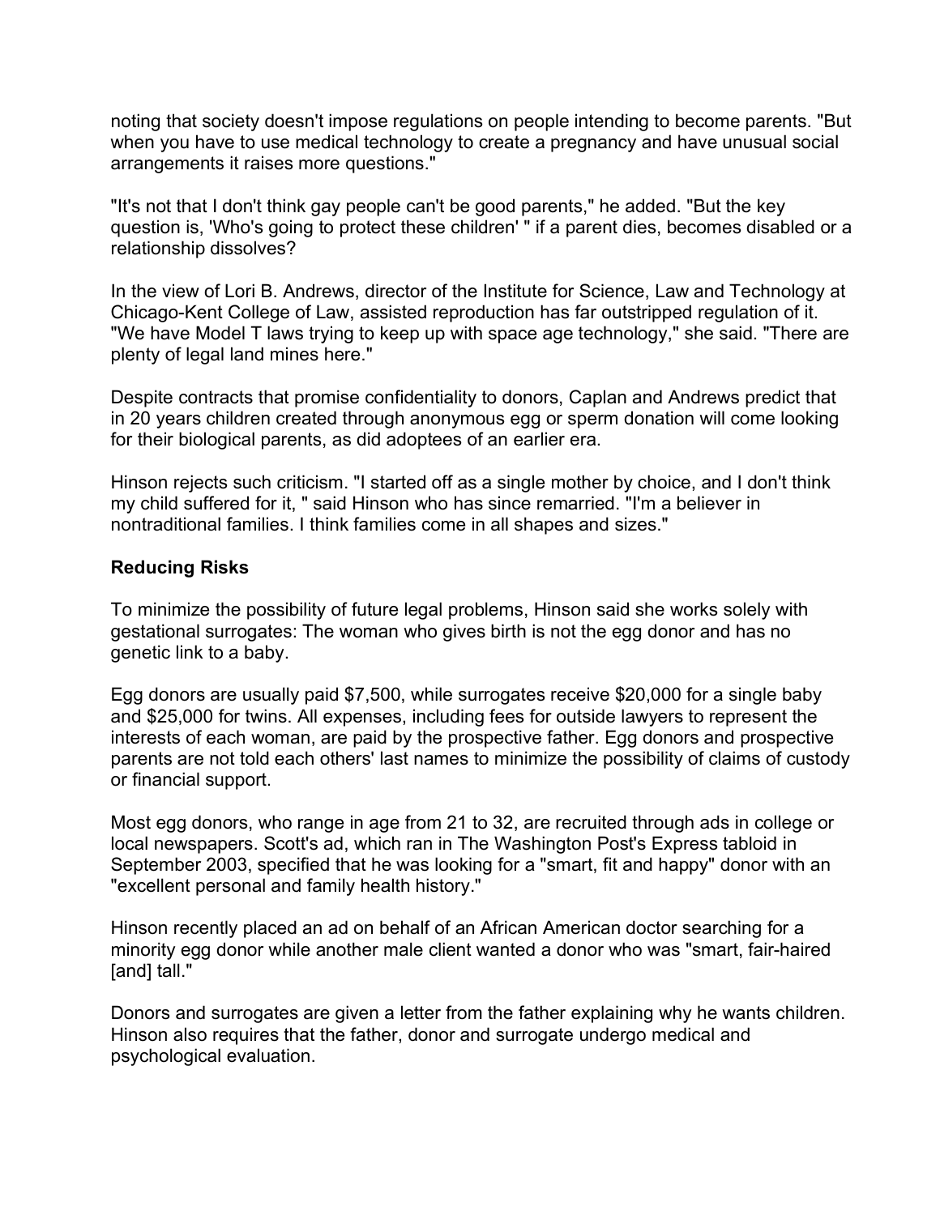noting that society doesn't impose regulations on people intending to become parents. "But when you have to use medical technology to create a pregnancy and have unusual social arrangements it raises more questions."

"It's not that I don't think gay people can't be good parents," he added. "But the key question is, 'Who's going to protect these children' " if a parent dies, becomes disabled or a relationship dissolves?

In the view of Lori B. Andrews, director of the Institute for Science, Law and Technology at Chicago-Kent College of Law, assisted reproduction has far outstripped regulation of it. "We have Model T laws trying to keep up with space age technology," she said. "There are plenty of legal land mines here."

Despite contracts that promise confidentiality to donors, Caplan and Andrews predict that in 20 years children created through anonymous egg or sperm donation will come looking for their biological parents, as did adoptees of an earlier era.

Hinson rejects such criticism. "I started off as a single mother by choice, and I don't think my child suffered for it, " said Hinson who has since remarried. "I'm a believer in nontraditional families. I think families come in all shapes and sizes."

**Reducing Risks**

To minimize the possibility of future legal problems, Hinson said she works solely with gestational surrogates: The woman who gives birth is not the egg donor and has no genetic link to a baby.

Egg donors are usually paid $7,500, while surrogates receive $20,000 for a single baby and $25,000 for twins. All expenses, including fees for outside lawyers to represent the interests of each woman, are paid by the prospective father. Egg donors and prospective parents are not told each others' last names to minimize the possibility of claims of custody or financial support.

Most egg donors, who range in age from 21 to 32, are recruited through ads in college or local newspapers. Scott's ad, which ran in The Washington Post's Express tabloid in September 2003, specified that he was looking for a "smart, fit and happy" donor with an "excellent personal and family health history."

Hinson recently placed an ad on behalf of an African American doctor searching for a minority egg donor while another male client wanted a donor who was "smart, fair-haired [and] tall."

Donors and surrogates are given a letter from the father explaining why he wants children. Hinson also requires that the father, donor and surrogate undergo medical and psychological evaluation.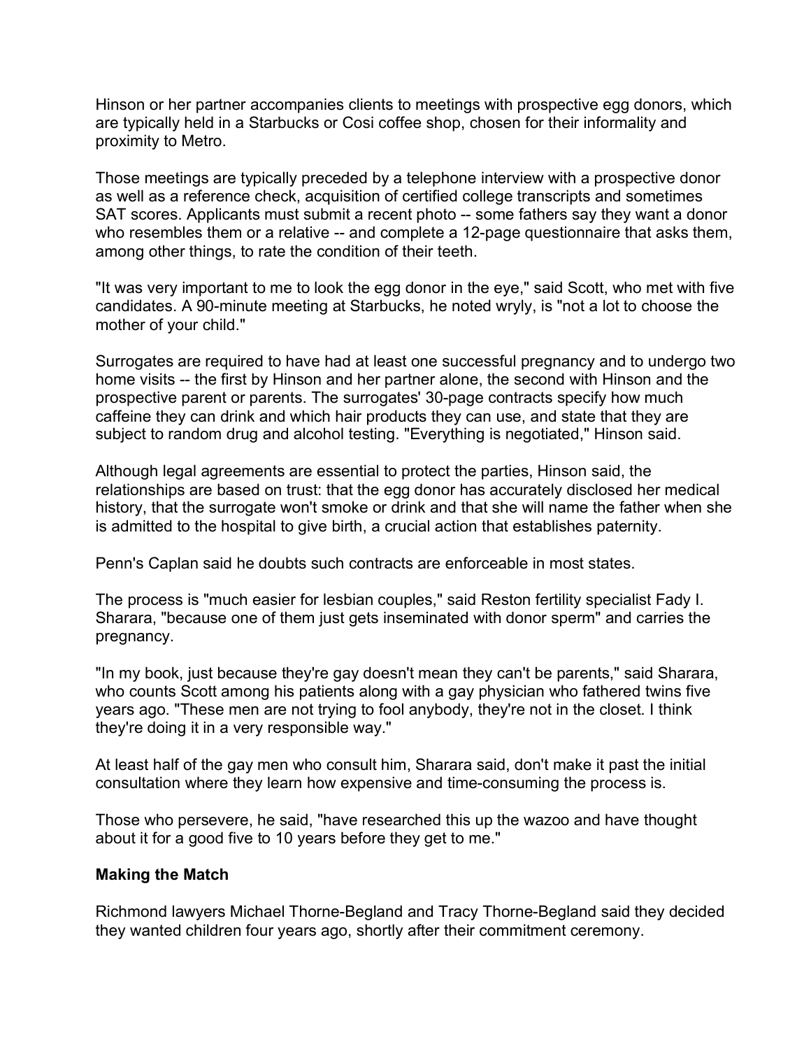Hinson or her partner accompanies clients to meetings with prospective egg donors, which are typically held in a Starbucks or Cosi coffee shop, chosen for their informality and proximity to Metro.

Those meetings are typically preceded by a telephone interview with a prospective donor as well as a reference check, acquisition of certified college transcripts and sometimes SAT scores. Applicants must submit a recent photo -- some fathers say they want a donor who resembles them or a relative -- and complete a 12-page questionnaire that asks them, among other things, to rate the condition of their teeth.

"It was very important to me to look the egg donor in the eye," said Scott, who met with five candidates. A 90-minute meeting at Starbucks, he noted wryly, is "not a lot to choose the mother of your child."

Surrogates are required to have had at least one successful pregnancy and to undergo two home visits -- the first by Hinson and her partner alone, the second with Hinson and the prospective parent or parents. The surrogates' 30-page contracts specify how much caffeine they can drink and which hair products they can use, and state that they are subject to random drug and alcohol testing. "Everything is negotiated," Hinson said.

Although legal agreements are essential to protect the parties, Hinson said, the relationships are based on trust: that the egg donor has accurately disclosed her medical history, that the surrogate won't smoke or drink and that she will name the father when she is admitted to the hospital to give birth, a crucial action that establishes paternity.

Penn's Caplan said he doubts such contracts are enforceable in most states.

The process is "much easier for lesbian couples," said Reston fertility specialist Fady I. Sharara, "because one of them just gets inseminated with donor sperm" and carries the pregnancy.

"In my book, just because they're gay doesn't mean they can't be parents," said Sharara, who counts Scott among his patients along with a gay physician who fathered twins five years ago. "These men are not trying to fool anybody, they're not in the closet. I think they're doing it in a very responsible way."

At least half of the gay men who consult him, Sharara said, don't make it past the initial consultation where they learn how expensive and time-consuming the process is.

Those who persevere, he said, "have researched this up the wazoo and have thought about it for a good five to 10 years before they get to me."

**Making the Match**

Richmond lawyers Michael Thorne-Begland and Tracy Thorne-Begland said they decided they wanted children four years ago, shortly after their commitment ceremony.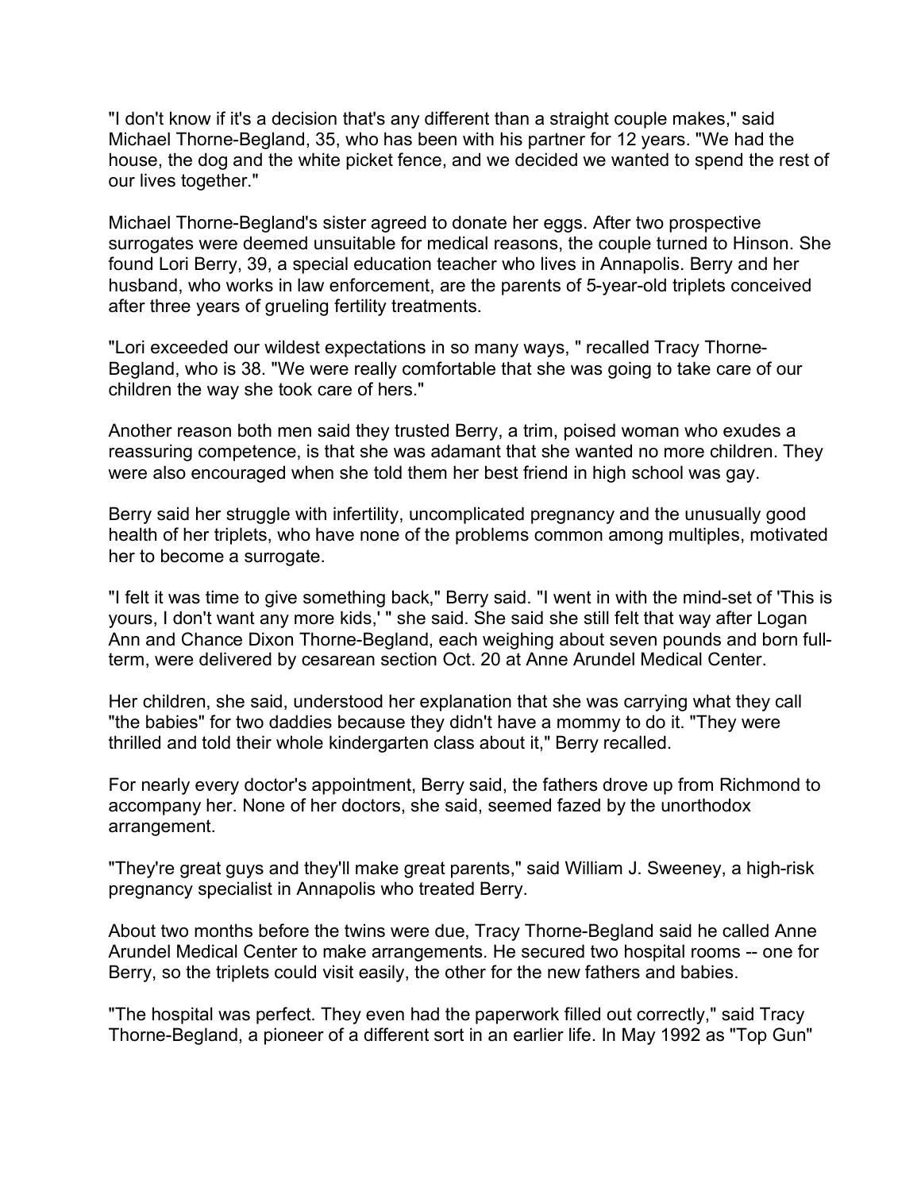"I don't know if it's a decision that's any different than a straight couple makes," said Michael Thorne-Begland, 35, who has been with his partner for 12 years. "We had the house, the dog and the white picket fence, and we decided we wanted to spend the rest of our lives together."

Michael Thorne-Begland's sister agreed to donate her eggs. After two prospective surrogates were deemed unsuitable for medical reasons, the couple turned to Hinson. She found Lori Berry, 39, a special education teacher who lives in Annapolis. Berry and her husband, who works in law enforcement, are the parents of 5-year-old triplets conceived after three years of grueling fertility treatments.

"Lori exceeded our wildest expectations in so many ways, " recalled Tracy Thorne-Begland, who is 38. "We were really comfortable that she was going to take care of our children the way she took care of hers."

Another reason both men said they trusted Berry, a trim, poised woman who exudes a reassuring competence, is that she was adamant that she wanted no more children. They were also encouraged when she told them her best friend in high school was gay.

Berry said her struggle with infertility, uncomplicated pregnancy and the unusually good health of her triplets, who have none of the problems common among multiples, motivated her to become a surrogate.

"I felt it was time to give something back," Berry said. "I went in with the mind-set of 'This is yours, I don't want any more kids,' " she said. She said she still felt that way after Logan Ann and Chance Dixon Thorne-Begland, each weighing about seven pounds and born full-term, were delivered by cesarean section Oct. 20 at Anne Arundel Medical Center.

Her children, she said, understood her explanation that she was carrying what they call "the babies" for two daddies because they didn't have a mommy to do it. "They were thrilled and told their whole kindergarten class about it," Berry recalled.

For nearly every doctor's appointment, Berry said, the fathers drove up from Richmond to accompany her. None of her doctors, she said, seemed fazed by the unorthodox arrangement.

"They're great guys and they'll make great parents," said William J. Sweeney, a high-risk pregnancy specialist in Annapolis who treated Berry.

About two months before the twins were due, Tracy Thorne-Begland said he called Anne Arundel Medical Center to make arrangements. He secured two hospital rooms -- one for Berry, so the triplets could visit easily, the other for the new fathers and babies.

"The hospital was perfect. They even had the paperwork filled out correctly," said Tracy Thorne-Begland, a pioneer of a different sort in an earlier life. In May 1992 as "Top Gun"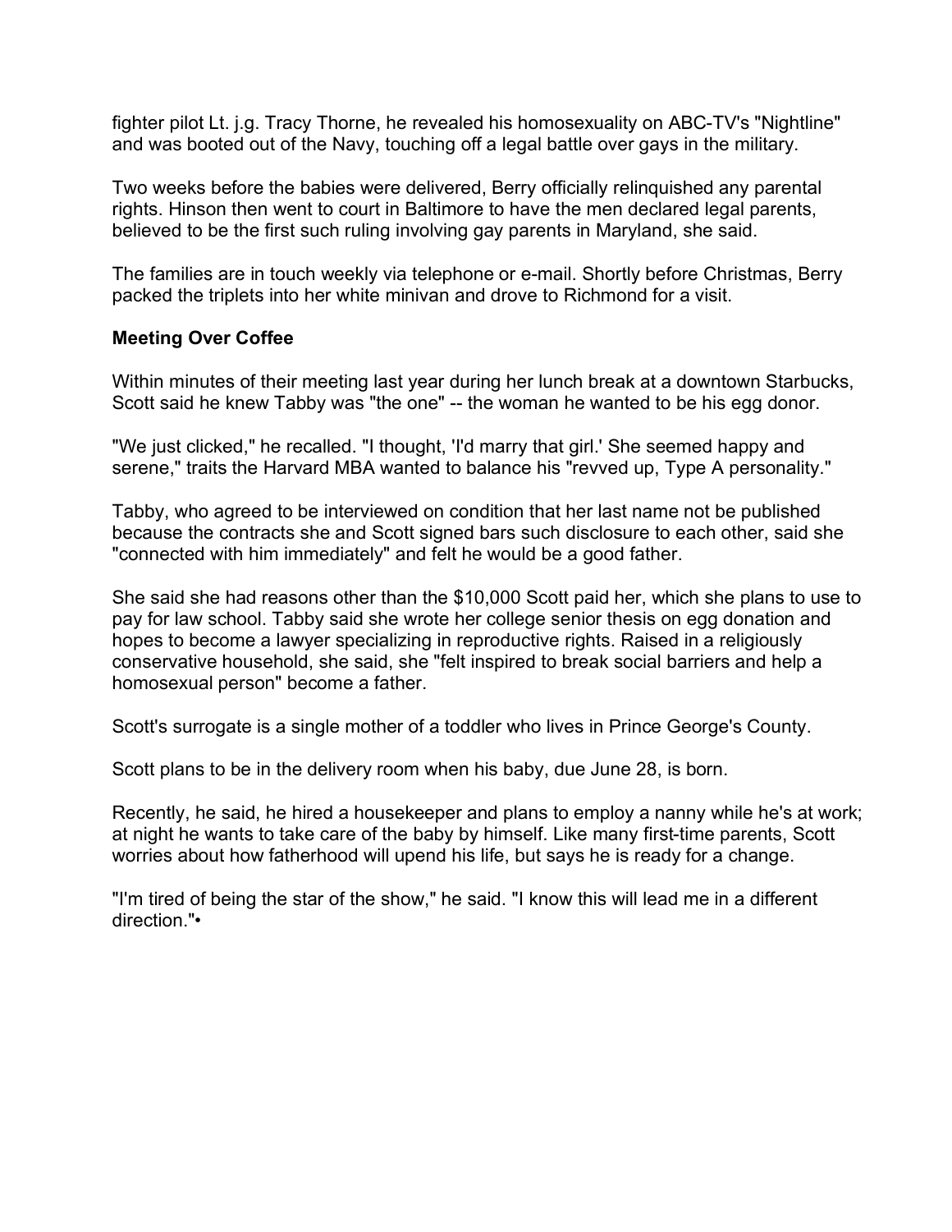fighter pilot Lt. j.g. Tracy Thorne, he revealed his homosexuality on ABC-TV's "Nightline" and was booted out of the Navy, touching off a legal battle over gays in the military.

Two weeks before the babies were delivered, Berry officially relinquished any parental rights. Hinson then went to court in Baltimore to have the men declared legal parents, believed to be the first such ruling involving gay parents in Maryland, she said.

The families are in touch weekly via telephone or e-mail. Shortly before Christmas, Berry packed the triplets into her white minivan and drove to Richmond for a visit.

**Meeting Over Coffee**

Within minutes of their meeting last year during her lunch break at a downtown Starbucks, Scott said he knew Tabby was "the one" -- the woman he wanted to be his egg donor.

"We just clicked," he recalled. "I thought, 'I'd marry that girl.' She seemed happy and serene," traits the Harvard MBA wanted to balance his "revved up, Type A personality."

Tabby, who agreed to be interviewed on condition that her last name not be published because the contracts she and Scott signed bars such disclosure to each other, said she "connected with him immediately" and felt he would be a good father.

She said she had reasons other than the $10,000 Scott paid her, which she plans to use to pay for law school. Tabby said she wrote her college senior thesis on egg donation and hopes to become a lawyer specializing in reproductive rights. Raised in a religiously conservative household, she said, she "felt inspired to break social barriers and help a homosexual person" become a father.

Scott's surrogate is a single mother of a toddler who lives in Prince George's County.

Scott plans to be in the delivery room when his baby, due June 28, is born.

Recently, he said, he hired a housekeeper and plans to employ a nanny while he's at work; at night he wants to take care of the baby by himself. Like many first-time parents, Scott worries about how fatherhood will upend his life, but says he is ready for a change.

"I'm tired of being the star of the show," he said. "I know this will lead me in a different direction."•